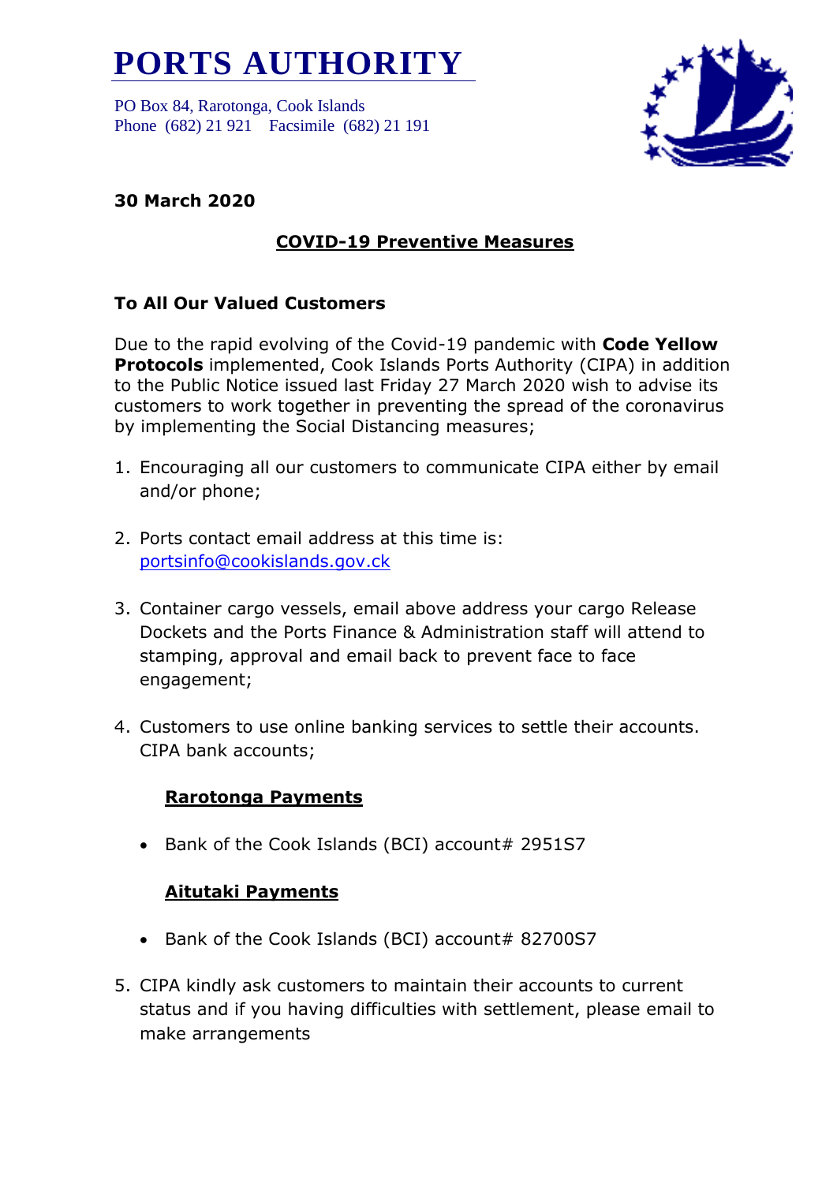# PORTS AUTHORITY

PO Box 84, Rarotonga, Cook Islands
Phone (682) 21 921 Facsimile (682) 21 191

**30 March 2020**

## COVID-19 Preventive Measures

**To All Our Valued Customers**

Due to the rapid evolving of the Covid-19 pandemic with **Code Yellow Protocols** implemented, Cook Islands Ports Authority (CIPA) in addition to the Public Notice issued last Friday 27 March 2020 wish to advise its customers to work together in preventing the spread of the coronavirus by implementing the Social Distancing measures;

1. Encouraging all our customers to communicate CIPA either by email and/or phone;

2. Ports contact email address at this time is: portsinfo@cookislands.gov.ck

3. Container cargo vessels, email above address your cargo Release Dockets and the Ports Finance & Administration staff will attend to stamping, approval and email back to prevent face to face engagement;

4. Customers to use online banking services to settle their accounts. CIPA bank accounts;

   **Rarotonga Payments**

   - Bank of the Cook Islands (BCI) account# 2951S7

   **Aitutaki Payments**

   - Bank of the Cook Islands (BCI) account# 82700S7

5. CIPA kindly ask customers to maintain their accounts to current status and if you having difficulties with settlement, please email to make arrangements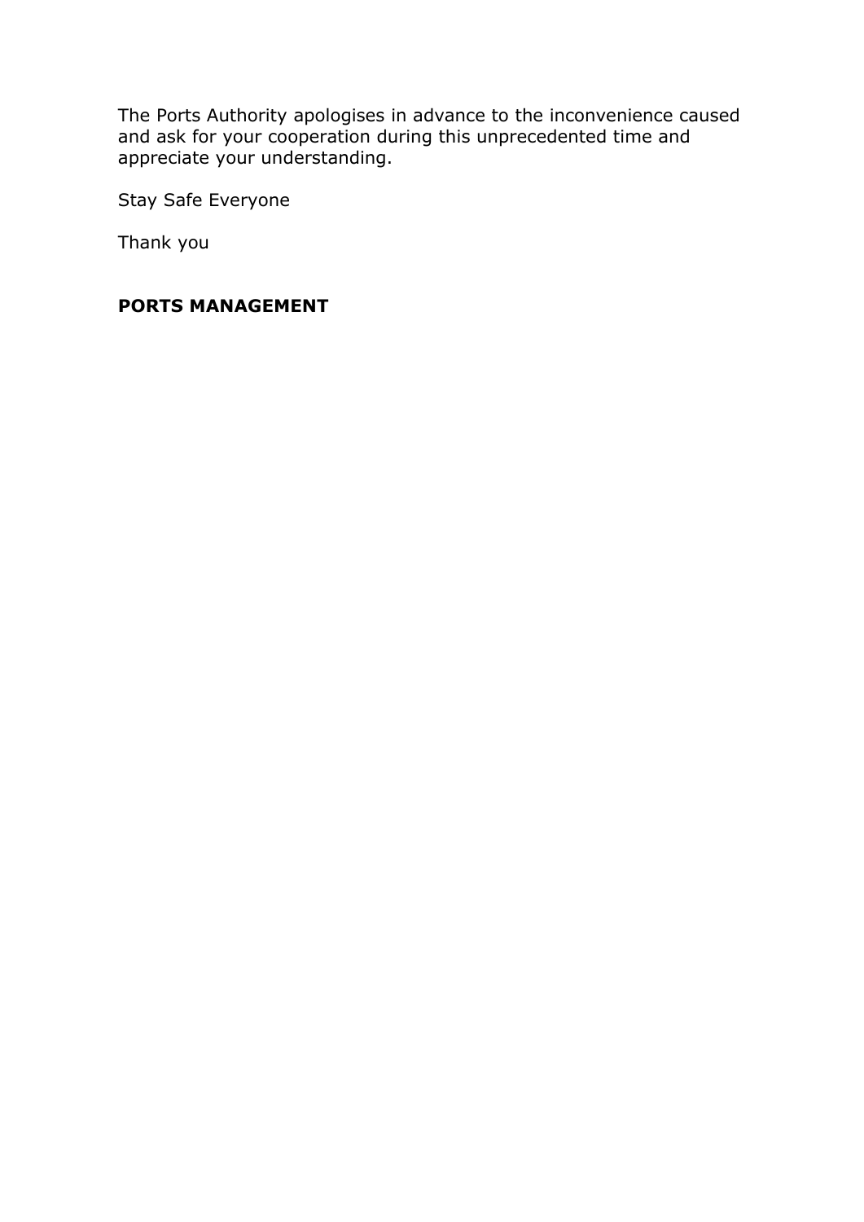The Ports Authority apologises in advance to the inconvenience caused and ask for your cooperation during this unprecedented time and appreciate your understanding.

Stay Safe Everyone

Thank you

**PORTS MANAGEMENT**